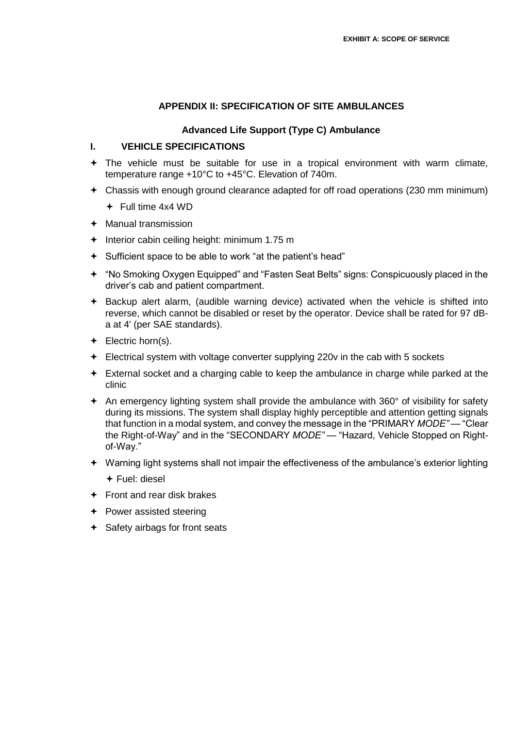## APPENDIX II: SPECIFICATION OF SITE AMBULANCES

### Advanced Life Support (Type C) Ambulance

### I. VEHICLE SPECIFICATIONS

- The vehicle must be suitable for use in a tropical environment with warm climate, temperature range +10°C to +45°C. Elevation of 740m.
- Chassis with enough ground clearance adapted for off road operations (230 mm minimum)
  - Full time 4x4 WD
- Manual transmission
- Interior cabin ceiling height: minimum 1.75 m
- Sufficient space to be able to work "at the patient's head"
- "No Smoking Oxygen Equipped" and "Fasten Seat Belts" signs: Conspicuously placed in the driver's cab and patient compartment.
- Backup alert alarm, (audible warning device) activated when the vehicle is shifted into reverse, which cannot be disabled or reset by the operator. Device shall be rated for 97 dB-a at 4' (per SAE standards).
- Electric horn(s).
- Electrical system with voltage converter supplying 220v in the cab with 5 sockets
- External socket and a charging cable to keep the ambulance in charge while parked at the clinic
- An emergency lighting system shall provide the ambulance with 360° of visibility for safety during its missions. The system shall display highly perceptible and attention getting signals that function in a modal system, and convey the message in the "PRIMARY *MODE"* — "Clear the Right-of-Way" and in the "SECONDARY *MODE"* — "Hazard, Vehicle Stopped on Right-of-Way."
- Warning light systems shall not impair the effectiveness of the ambulance's exterior lighting
  - Fuel: diesel
- Front and rear disk brakes
- Power assisted steering
- Safety airbags for front seats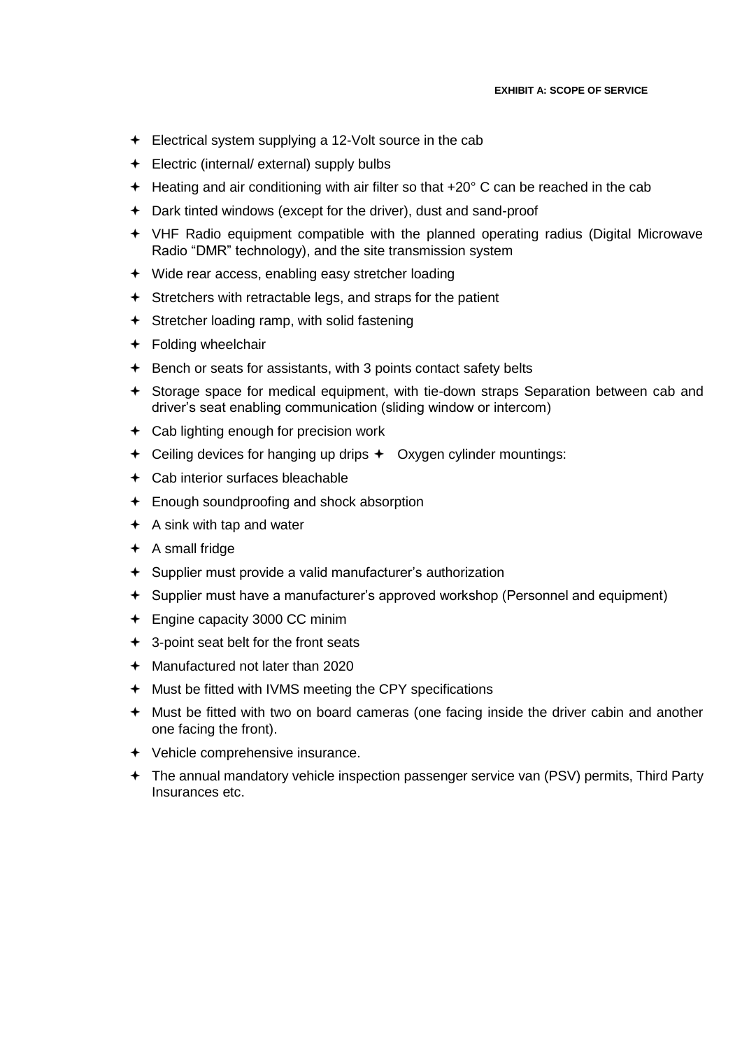- Electrical system supplying a 12-Volt source in the cab
- Electric (internal/ external) supply bulbs
- Heating and air conditioning with air filter so that +20° C can be reached in the cab
- Dark tinted windows (except for the driver), dust and sand-proof
- VHF Radio equipment compatible with the planned operating radius (Digital Microwave Radio "DMR" technology), and the site transmission system
- Wide rear access, enabling easy stretcher loading
- Stretchers with retractable legs, and straps for the patient
- Stretcher loading ramp, with solid fastening
- Folding wheelchair
- Bench or seats for assistants, with 3 points contact safety belts
- Storage space for medical equipment, with tie-down straps Separation between cab and driver's seat enabling communication (sliding window or intercom)
- Cab lighting enough for precision work
- Ceiling devices for hanging up drips
- Oxygen cylinder mountings:
- Cab interior surfaces bleachable
- Enough soundproofing and shock absorption
- A sink with tap and water
- A small fridge
- Supplier must provide a valid manufacturer's authorization
- Supplier must have a manufacturer's approved workshop (Personnel and equipment)
- Engine capacity 3000 CC minim
- 3-point seat belt for the front seats
- Manufactured not later than 2020
- Must be fitted with IVMS meeting the CPY specifications
- Must be fitted with two on board cameras (one facing inside the driver cabin and another one facing the front).
- Vehicle comprehensive insurance.
- The annual mandatory vehicle inspection passenger service van (PSV) permits, Third Party Insurances etc.